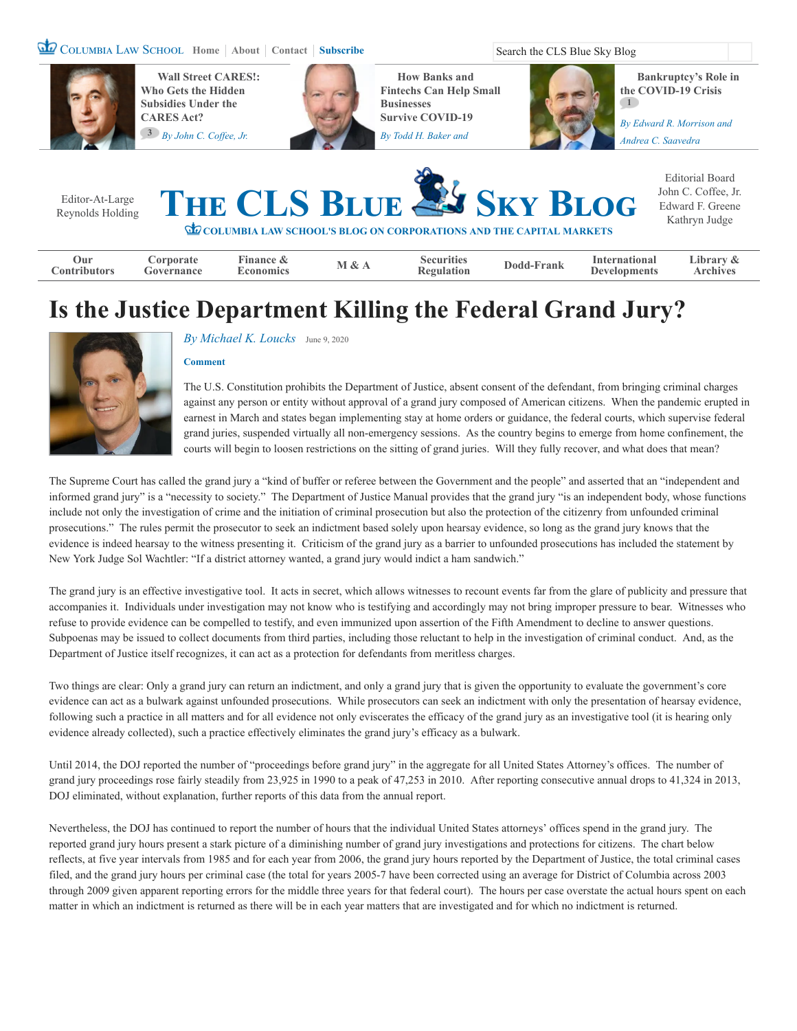# Is the Justice Department Killing the Federal Grand Jury?

*By Michael K. Loucks* June 9, 2020

**Comment**

The U.S. Constitution prohibits the Department of Justice, absent consent of the defendant, from bringing criminal charges against any person or entity without approval of a grand jury composed of American citizens. When the pandemic erupted in earnest in March and states began implementing stay at home orders or guidance, the federal courts, which supervise federal grand juries, suspended virtually all non-emergency sessions. As the country begins to emerge from home confinement, the courts will begin to loosen restrictions on the sitting of grand juries. Will they fully recover, and what does that mean?

The Supreme Court has called the grand jury a "kind of buffer or referee between the Government and the people" and asserted that an "independent and informed grand jury" is a "necessity to society." The Department of Justice Manual provides that the grand jury "is an independent body, whose functions include not only the investigation of crime and the initiation of criminal prosecution but also the protection of the citizenry from unfounded criminal prosecutions." The rules permit the prosecutor to seek an indictment based solely upon hearsay evidence, so long as the grand jury knows that the evidence is indeed hearsay to the witness presenting it. Criticism of the grand jury as a barrier to unfounded prosecutions has included the statement by New York Judge Sol Wachtler: "If a district attorney wanted, a grand jury would indict a ham sandwich."

The grand jury is an effective investigative tool. It acts in secret, which allows witnesses to recount events far from the glare of publicity and pressure that accompanies it. Individuals under investigation may not know who is testifying and accordingly may not bring improper pressure to bear. Witnesses who refuse to provide evidence can be compelled to testify, and even immunized upon assertion of the Fifth Amendment to decline to answer questions. Subpoenas may be issued to collect documents from third parties, including those reluctant to help in the investigation of criminal conduct. And, as the Department of Justice itself recognizes, it can act as a protection for defendants from meritless charges.

Two things are clear: Only a grand jury can return an indictment, and only a grand jury that is given the opportunity to evaluate the government's core evidence can act as a bulwark against unfounded prosecutions. While prosecutors can seek an indictment with only the presentation of hearsay evidence, following such a practice in all matters and for all evidence not only eviscerates the efficacy of the grand jury as an investigative tool (it is hearing only evidence already collected), such a practice effectively eliminates the grand jury's efficacy as a bulwark.

Until 2014, the DOJ reported the number of "proceedings before grand jury" in the aggregate for all United States Attorney's offices. The number of grand jury proceedings rose fairly steadily from 23,925 in 1990 to a peak of 47,253 in 2010. After reporting consecutive annual drops to 41,324 in 2013, DOJ eliminated, without explanation, further reports of this data from the annual report.

Nevertheless, the DOJ has continued to report the number of hours that the individual United States attorneys' offices spend in the grand jury. The reported grand jury hours present a stark picture of a diminishing number of grand jury investigations and protections for citizens. The chart below reflects, at five year intervals from 1985 and for each year from 2006, the grand jury hours reported by the Department of Justice, the total criminal cases filed, and the grand jury hours per criminal case (the total for years 2005-7 have been corrected using an average for District of Columbia across 2003 through 2009 given apparent reporting errors for the middle three years for that federal court). The hours per case overstate the actual hours spent on each matter in which an indictment is returned as there will be in each year matters that are investigated and for which no indictment is returned.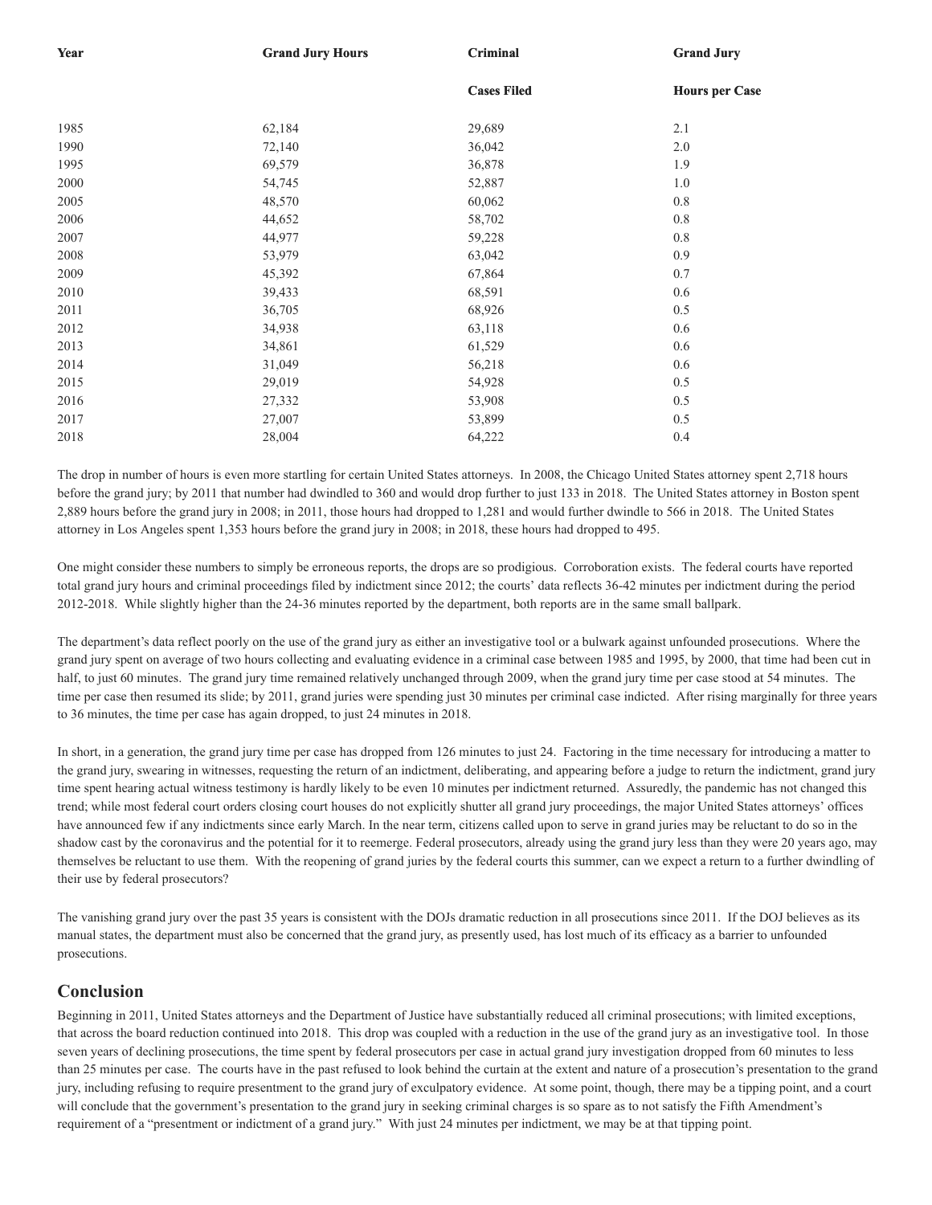| Year | Grand Jury Hours | Criminal Cases Filed | Grand Jury Hours per Case |
|---|---|---|---|
| 1985 | 62,184 | 29,689 | 2.1 |
| 1990 | 72,140 | 36,042 | 2.0 |
| 1995 | 69,579 | 36,878 | 1.9 |
| 2000 | 54,745 | 52,887 | 1.0 |
| 2005 | 48,570 | 60,062 | 0.8 |
| 2006 | 44,652 | 58,702 | 0.8 |
| 2007 | 44,977 | 59,228 | 0.8 |
| 2008 | 53,979 | 63,042 | 0.9 |
| 2009 | 45,392 | 67,864 | 0.7 |
| 2010 | 39,433 | 68,591 | 0.6 |
| 2011 | 36,705 | 68,926 | 0.5 |
| 2012 | 34,938 | 63,118 | 0.6 |
| 2013 | 34,861 | 61,529 | 0.6 |
| 2014 | 31,049 | 56,218 | 0.6 |
| 2015 | 29,019 | 54,928 | 0.5 |
| 2016 | 27,332 | 53,908 | 0.5 |
| 2017 | 27,007 | 53,899 | 0.5 |
| 2018 | 28,004 | 64,222 | 0.4 |

The drop in number of hours is even more startling for certain United States attorneys. In 2008, the Chicago United States attorney spent 2,718 hours before the grand jury; by 2011 that number had dwindled to 360 and would drop further to just 133 in 2018. The United States attorney in Boston spent 2,889 hours before the grand jury in 2008; in 2011, those hours had dropped to 1,281 and would further dwindle to 566 in 2018. The United States attorney in Los Angeles spent 1,353 hours before the grand jury in 2008; in 2018, these hours had dropped to 495.

One might consider these numbers to simply be erroneous reports, the drops are so prodigious. Corroboration exists. The federal courts have reported total grand jury hours and criminal proceedings filed by indictment since 2012; the courts' data reflects 36-42 minutes per indictment during the period 2012-2018. While slightly higher than the 24-36 minutes reported by the department, both reports are in the same small ballpark.

The department's data reflect poorly on the use of the grand jury as either an investigative tool or a bulwark against unfounded prosecutions. Where the grand jury spent on average of two hours collecting and evaluating evidence in a criminal case between 1985 and 1995, by 2000, that time had been cut in half, to just 60 minutes. The grand jury time remained relatively unchanged through 2009, when the grand jury time per case stood at 54 minutes. The time per case then resumed its slide; by 2011, grand juries were spending just 30 minutes per criminal case indicted. After rising marginally for three years to 36 minutes, the time per case has again dropped, to just 24 minutes in 2018.

In short, in a generation, the grand jury time per case has dropped from 126 minutes to just 24. Factoring in the time necessary for introducing a matter to the grand jury, swearing in witnesses, requesting the return of an indictment, deliberating, and appearing before a judge to return the indictment, grand jury time spent hearing actual witness testimony is hardly likely to be even 10 minutes per indictment returned. Assuredly, the pandemic has not changed this trend; while most federal court orders closing court houses do not explicitly shutter all grand jury proceedings, the major United States attorneys' offices have announced few if any indictments since early March. In the near term, citizens called upon to serve in grand juries may be reluctant to do so in the shadow cast by the coronavirus and the potential for it to reemerge. Federal prosecutors, already using the grand jury less than they were 20 years ago, may themselves be reluctant to use them. With the reopening of grand juries by the federal courts this summer, can we expect a return to a further dwindling of their use by federal prosecutors?

The vanishing grand jury over the past 35 years is consistent with the DOJs dramatic reduction in all prosecutions since 2011. If the DOJ believes as its manual states, the department must also be concerned that the grand jury, as presently used, has lost much of its efficacy as a barrier to unfounded prosecutions.

## Conclusion

Beginning in 2011, United States attorneys and the Department of Justice have substantially reduced all criminal prosecutions; with limited exceptions, that across the board reduction continued into 2018. This drop was coupled with a reduction in the use of the grand jury as an investigative tool. In those seven years of declining prosecutions, the time spent by federal prosecutors per case in actual grand jury investigation dropped from 60 minutes to less than 25 minutes per case. The courts have in the past refused to look behind the curtain at the extent and nature of a prosecution's presentation to the grand jury, including refusing to require presentment to the grand jury of exculpatory evidence. At some point, though, there may be a tipping point, and a court will conclude that the government's presentation to the grand jury in seeking criminal charges is so spare as to not satisfy the Fifth Amendment's requirement of a "presentment or indictment of a grand jury." With just 24 minutes per indictment, we may be at that tipping point.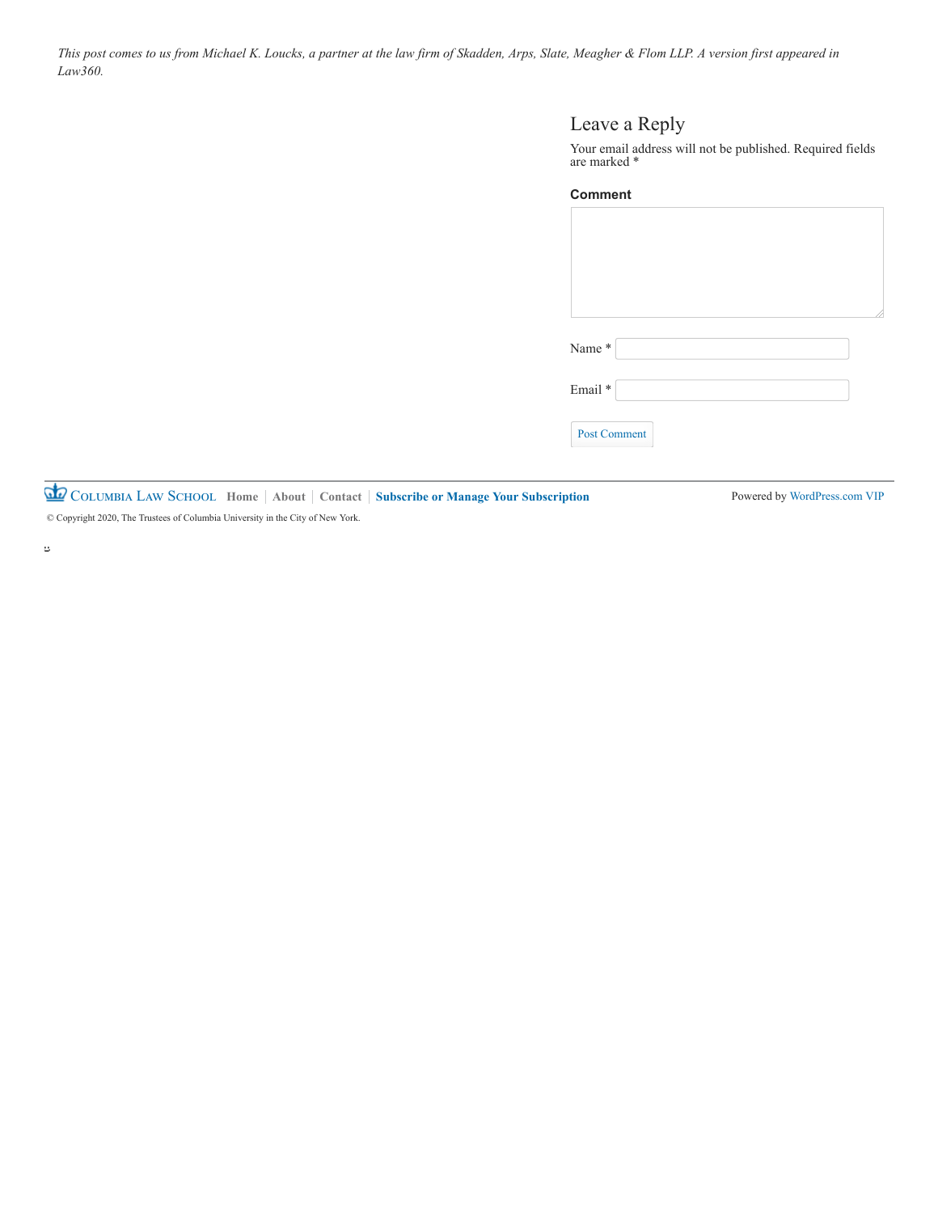*This post comes to us from Michael K. Loucks, a partner at the law firm of Skadden, Arps, Slate, Meagher & Flom LLP. A version first appeared in Law360.*

## Leave a Reply

Your email address will not be published. Required fields are marked *

**Comment**

Name *

Email *

Post Comment

Columbia Law School Home | About | Contact | **Subscribe or Manage Your Subscription**

Powered by WordPress.com VIP

© Copyright 2020, The Trustees of Columbia University in the City of New York.